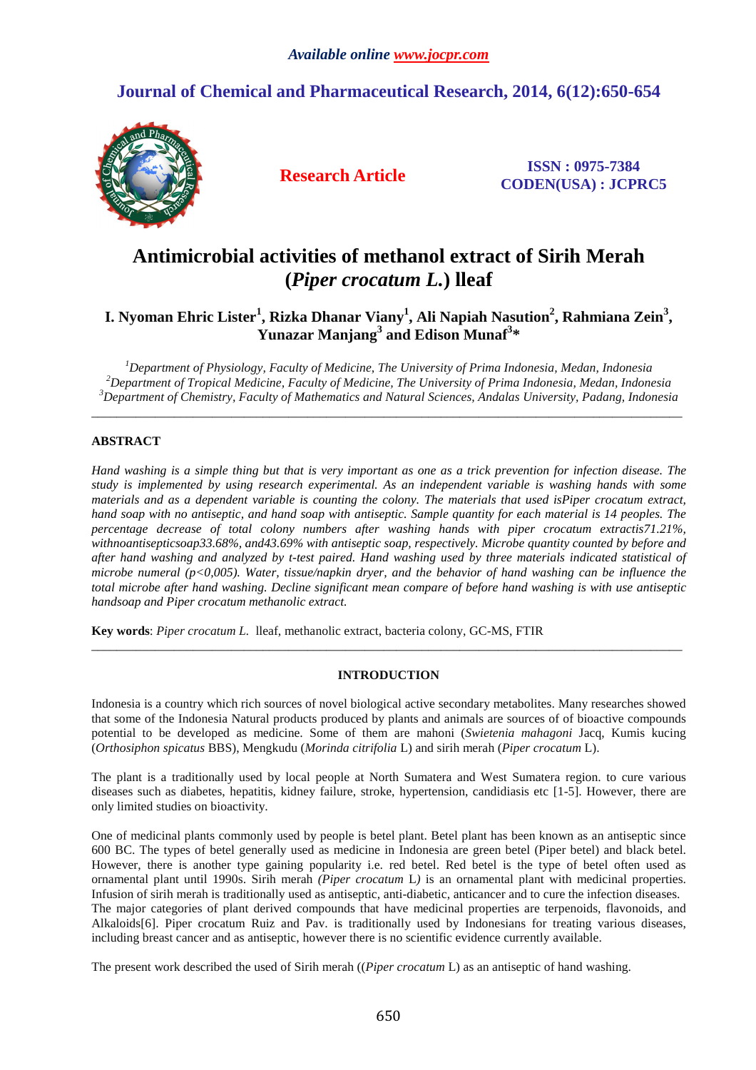*Available online www.jocpr.com*

# Journal of Chemical and Pharmaceutical Research, 2014, 6(12):650-654

**Research Article**

**ISSN : 0975-7384**
**CODEN(USA) : JCPRC5**

# Antimicrobial activities of methanol extract of Sirih Merah (*Piper crocatum L.*) lleaf

**I. Nyoman Ehric Lister[1], Rizka Dhanar Viany[1], Ali Napiah Nasution[2], Rahmiana Zein[3], Yunazar Manjang[3] and Edison Munaf[3]\***

*[1]Department of Physiology, Faculty of Medicine, The University of Prima Indonesia, Medan, Indonesia*
*[2]Department of Tropical Medicine, Faculty of Medicine, The University of Prima Indonesia, Medan, Indonesia*
*[3]Department of Chemistry, Faculty of Mathematics and Natural Sciences, Andalas University, Padang, Indonesia*

---

## ABSTRACT

*Hand washing is a simple thing but that is very important as one as a trick prevention for infection disease. The study is implemented by using research experimental. As an independent variable is washing hands with some materials and as a dependent variable is counting the colony. The materials that used isPiper crocatum extract, hand soap with no antiseptic, and hand soap with antiseptic. Sample quantity for each material is 14 peoples. The percentage decrease of total colony numbers after washing hands with piper crocatum extractis71.21%, withnoantisepticsoap33.68%, and43.69% with antiseptic soap, respectively. Microbe quantity counted by before and after hand washing and analyzed by t-test paired. Hand washing used by three materials indicated statistical of microbe numeral (p<0,005). Water, tissue/napkin dryer, and the behavior of hand washing can be influence the total microbe after hand washing. Decline significant mean compare of before hand washing is with use antiseptic handsoap and Piper crocatum methanolic extract.*

**Key words**: *Piper crocatum L.* lleaf, methanolic extract, bacteria colony, GC-MS, FTIR

---

## INTRODUCTION

Indonesia is a country which rich sources of novel biological active secondary metabolites. Many researches showed that some of the Indonesia Natural products produced by plants and animals are sources of of bioactive compounds potential to be developed as medicine. Some of them are mahoni (*Swietenia mahagoni* Jacq, Kumis kucing (*Orthosiphon spicatus* BBS), Mengkudu (*Morinda citrifolia* L) and sirih merah (*Piper crocatum* L).

The plant is a traditionally used by local people at North Sumatera and West Sumatera region. to cure various diseases such as diabetes, hepatitis, kidney failure, stroke, hypertension, candidiasis etc [1-5]. However, there are only limited studies on bioactivity.

One of medicinal plants commonly used by people is betel plant. Betel plant has been known as an antiseptic since 600 BC. The types of betel generally used as medicine in Indonesia are green betel (Piper betel) and black betel. However, there is another type gaining popularity i.e. red betel. Red betel is the type of betel often used as ornamental plant until 1990s. Sirih merah *(Piper crocatum* L*)* is an ornamental plant with medicinal properties. Infusion of sirih merah is traditionally used as antiseptic, anti-diabetic, anticancer and to cure the infection diseases. The major categories of plant derived compounds that have medicinal properties are terpenoids, flavonoids, and Alkaloids[6]. Piper crocatum Ruiz and Pav. is traditionally used by Indonesians for treating various diseases, including breast cancer and as antiseptic, however there is no scientific evidence currently available.

The present work described the used of Sirih merah ((*Piper crocatum* L) as an antiseptic of hand washing.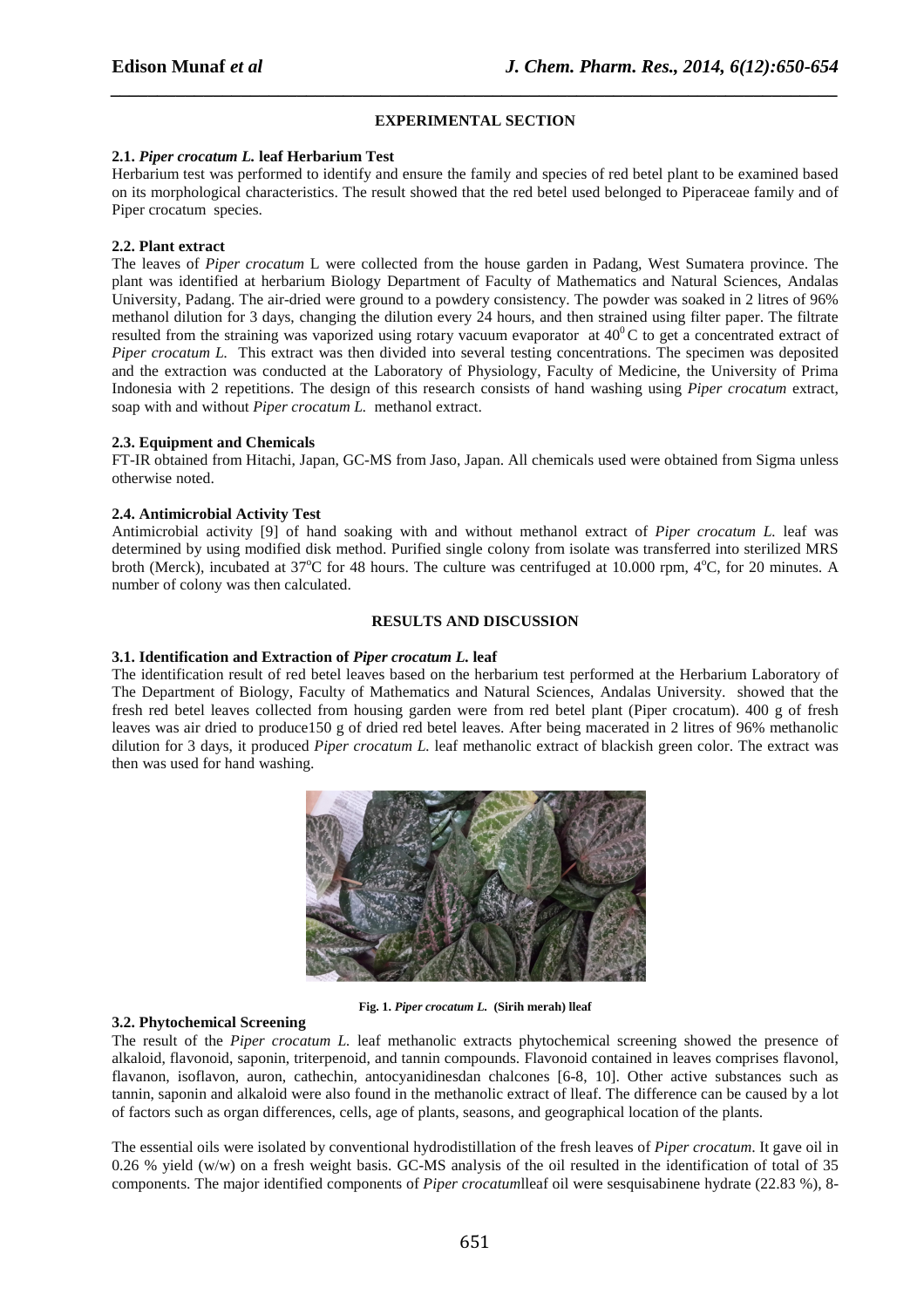## EXPERIMENTAL SECTION

### 2.1. *Piper crocatum L.* leaf Herbarium Test

Herbarium test was performed to identify and ensure the family and species of red betel plant to be examined based on its morphological characteristics. The result showed that the red betel used belonged to Piperaceae family and of Piper crocatum species.

### 2.2. Plant extract

The leaves of *Piper crocatum* L were collected from the house garden in Padang, West Sumatera province. The plant was identified at herbarium Biology Department of Faculty of Mathematics and Natural Sciences, Andalas University, Padang. The air-dried were ground to a powdery consistency. The powder was soaked in 2 litres of 96% methanol dilution for 3 days, changing the dilution every 24 hours, and then strained using filter paper. The filtrate resulted from the straining was vaporized using rotary vacuum evaporator at $40^0$C to get a concentrated extract of *Piper crocatum L.* This extract was then divided into several testing concentrations. The specimen was deposited and the extraction was conducted at the Laboratory of Physiology, Faculty of Medicine, the University of Prima Indonesia with 2 repetitions. The design of this research consists of hand washing using *Piper crocatum* extract, soap with and without *Piper crocatum L.* methanol extract.

### 2.3. Equipment and Chemicals

FT-IR obtained from Hitachi, Japan, GC-MS from Jaso, Japan. All chemicals used were obtained from Sigma unless otherwise noted.

### 2.4. Antimicrobial Activity Test

Antimicrobial activity [9] of hand soaking with and without methanol extract of *Piper crocatum L.* leaf was determined by using modified disk method. Purified single colony from isolate was transferred into sterilized MRS broth (Merck), incubated at 37$^o$C for 48 hours. The culture was centrifuged at 10.000 rpm, 4$^o$C, for 20 minutes. A number of colony was then calculated.

## RESULTS AND DISCUSSION

### 3.1. Identification and Extraction of *Piper crocatum L.* leaf

The identification result of red betel leaves based on the herbarium test performed at the Herbarium Laboratory of The Department of Biology, Faculty of Mathematics and Natural Sciences, Andalas University. showed that the fresh red betel leaves collected from housing garden were from red betel plant (Piper crocatum). 400 g of fresh leaves was air dried to produce150 g of dried red betel leaves. After being macerated in 2 litres of 96% methanolic dilution for 3 days, it produced *Piper crocatum L.* leaf methanolic extract of blackish green color. The extract was then was used for hand washing.

**Fig. 1. *Piper crocatum L.* (Sirih merah) lleaf**

### 3.2. Phytochemical Screening

The result of the *Piper crocatum L.* leaf methanolic extracts phytochemical screening showed the presence of alkaloid, flavonoid, saponin, triterpenoid, and tannin compounds. Flavonoid contained in leaves comprises flavonol, flavanon, isoflavon, auron, cathechin, antocyanidinesdan chalcones [6-8, 10]. Other active substances such as tannin, saponin and alkaloid were also found in the methanolic extract of lleaf. The difference can be caused by a lot of factors such as organ differences, cells, age of plants, seasons, and geographical location of the plants.

The essential oils were isolated by conventional hydrodistillation of the fresh leaves of *Piper crocatum*. It gave oil in 0.26 % yield (w/w) on a fresh weight basis. GC-MS analysis of the oil resulted in the identification of total of 35 components. The major identified components of *Piper crocatum*lleaf oil were sesquisabinene hydrate (22.83 %), 8-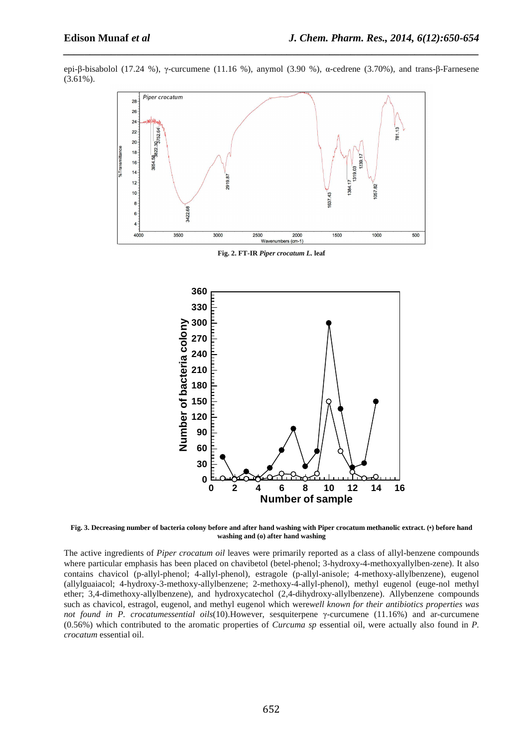epi-β-bisabolol (17.24 %), γ-curcumene (11.16 %), anymol (3.90 %), α-cedrene (3.70%), and trans-β-Farnesene (3.61%).

**Fig. 2. FT-IR *Piper crocatum L.* leaf**

**Fig. 3. Decreasing number of bacteria colony before and after hand washing with Piper crocatum methanolic extract. (•) before hand washing and (o) after hand washing**

The active ingredients of *Piper crocatum oil* leaves were primarily reported as a class of allyl-benzene compounds where particular emphasis has been placed on chavibetol (betel-phenol; 3-hydroxy-4-methoxyallylben-zene). It also contains chavicol (p-allyl-phenol; 4-allyl-phenol), estragole (p-allyl-anisole; 4-methoxy-allylbenzene), eugenol (allylguaiacol; 4-hydroxy-3-methoxy-allylbenzene; 2-methoxy-4-allyl-phenol), methyl eugenol (euge-nol methyl ether; 3,4-dimethoxy-allylbenzene), and hydroxycatechol (2,4-dihydroxy-allylbenzene). Allybenzene compounds such as chavicol, estragol, eugenol, and methyl eugenol which were*well known for their antibiotics properties was not found in P. crocatumessential oils*(10).However, sesquiterpene γ-curcumene (11.16%) and ar-curcumene (0.56%) which contributed to the aromatic properties of *Curcuma sp* essential oil, were actually also found in *P. crocatum* essential oil.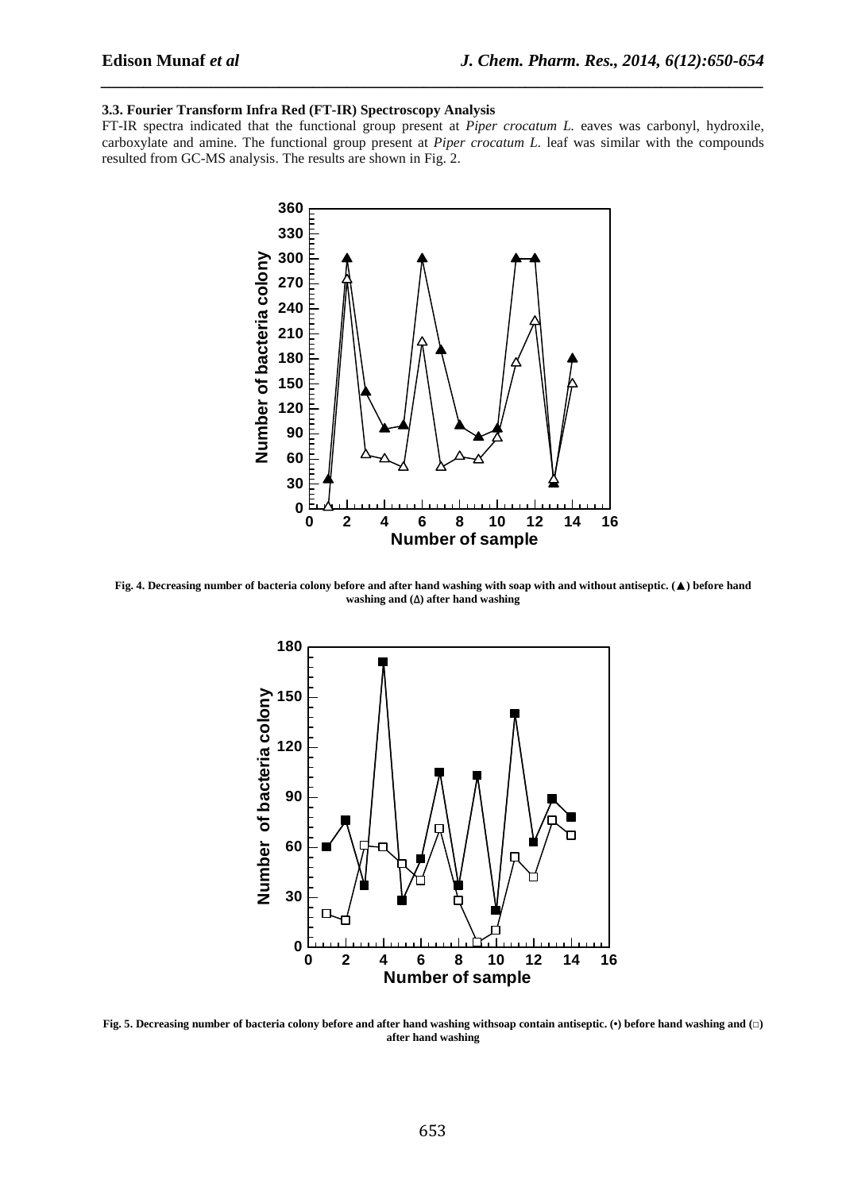### 3.3. Fourier Transform Infra Red (FT-IR) Spectroscopy Analysis

FT-IR spectra indicated that the functional group present at *Piper crocatum L.* eaves was carbonyl, hydroxile, carboxylate and amine. The functional group present at *Piper crocatum L.* leaf was similar with the compounds resulted from GC-MS analysis. The results are shown in Fig. 2.

**Fig. 4. Decreasing number of bacteria colony before and after hand washing with soap with and without antiseptic. (▲) before hand washing and (∆) after hand washing**

**Fig. 5. Decreasing number of bacteria colony before and after hand washing withsoap contain antiseptic. (•) before hand washing and (□) after hand washing**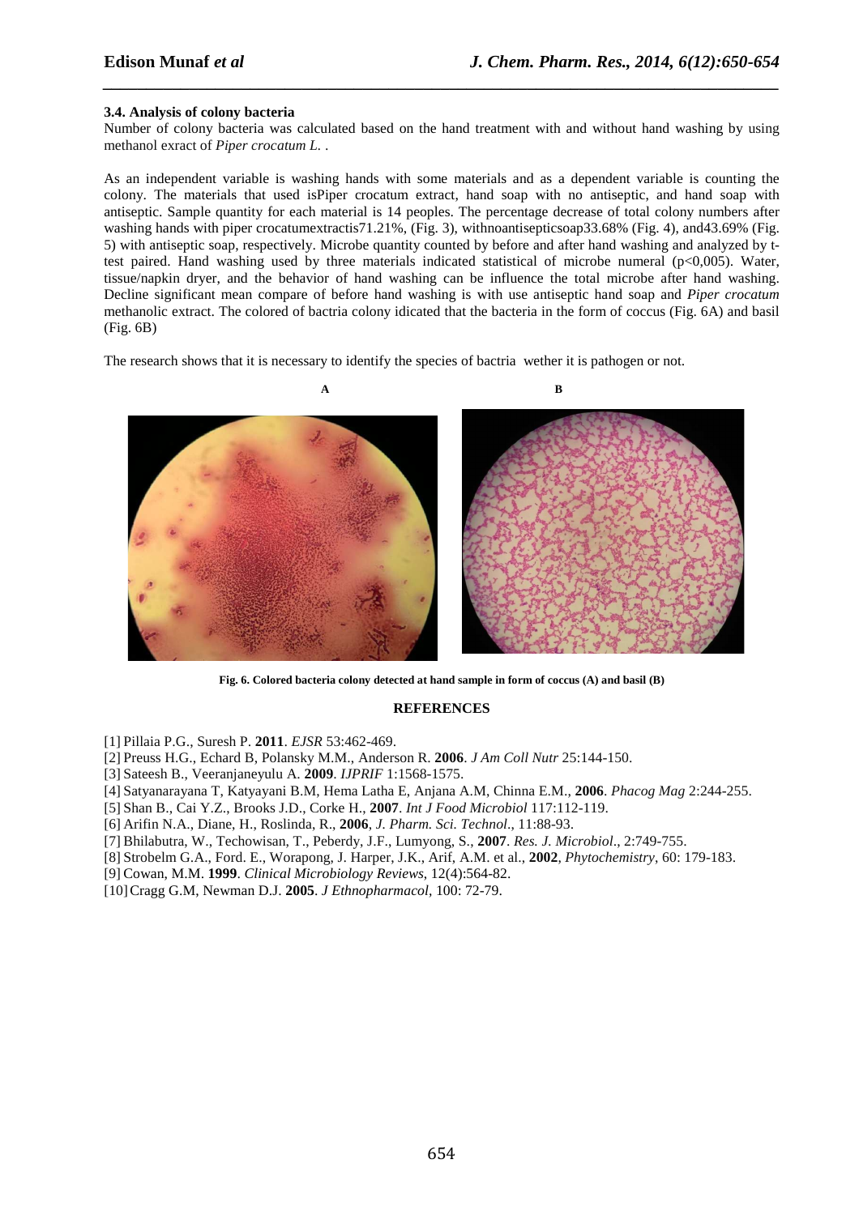### 3.4. Analysis of colony bacteria

Number of colony bacteria was calculated based on the hand treatment with and without hand washing by using methanol exract of *Piper crocatum L.* .

As an independent variable is washing hands with some materials and as a dependent variable is counting the colony. The materials that used isPiper crocatum extract, hand soap with no antiseptic, and hand soap with antiseptic. Sample quantity for each material is 14 peoples. The percentage decrease of total colony numbers after washing hands with piper crocatumextractis71.21%, (Fig. 3), withnoantisepticsoap33.68% (Fig. 4), and43.69% (Fig. 5) with antiseptic soap, respectively. Microbe quantity counted by before and after hand washing and analyzed by t-test paired. Hand washing used by three materials indicated statistical of microbe numeral ($p<0,005$). Water, tissue/napkin dryer, and the behavior of hand washing can be influence the total microbe after hand washing. Decline significant mean compare of before hand washing is with use antiseptic hand soap and *Piper crocatum* methanolic extract. The colored of bactria colony idicated that the bacteria in the form of coccus (Fig. 6A) and basil (Fig. 6B)

The research shows that it is necessary to identify the species of bactria wether it is pathogen or not.

A

B

**Fig. 6. Colored bacteria colony detected at hand sample in form of coccus (A) and basil (B)**

## REFERENCES

[1] Pillaia P.G., Suresh P. **2011**. *EJSR* 53:462-469.
[2] Preuss H.G., Echard B, Polansky M.M., Anderson R. **2006**. *J Am Coll Nutr* 25:144-150.
[3] Sateesh B., Veeranjaneyulu A. **2009**. *IJPRIF* 1:1568-1575.
[4] Satyanarayana T, Katyayani B.M, Hema Latha E, Anjana A.M, Chinna E.M., **2006**. *Phacog Mag* 2:244-255.
[5] Shan B., Cai Y.Z., Brooks J.D., Corke H., **2007**. *Int J Food Microbiol* 117:112-119.
[6] Arifin N.A., Diane, H., Roslinda, R., **2006**, *J. Pharm. Sci. Technol*., 11:88-93.
[7] Bhilabutra, W., Techowisan, T., Peberdy, J.F., Lumyong, S., **2007**. *Res. J. Microbiol*., 2:749-755.
[8] Strobelm G.A., Ford. E., Worapong, J. Harper, J.K., Arif, A.M. et al., **2002**, *Phytochemistry*, 60: 179-183.
[9] Cowan, M.M. **1999**. *Clinical Microbiology Reviews*, 12(4):564-82.
[10] Cragg G.M, Newman D.J. **2005**. *J Ethnopharmacol*, 100: 72-79.